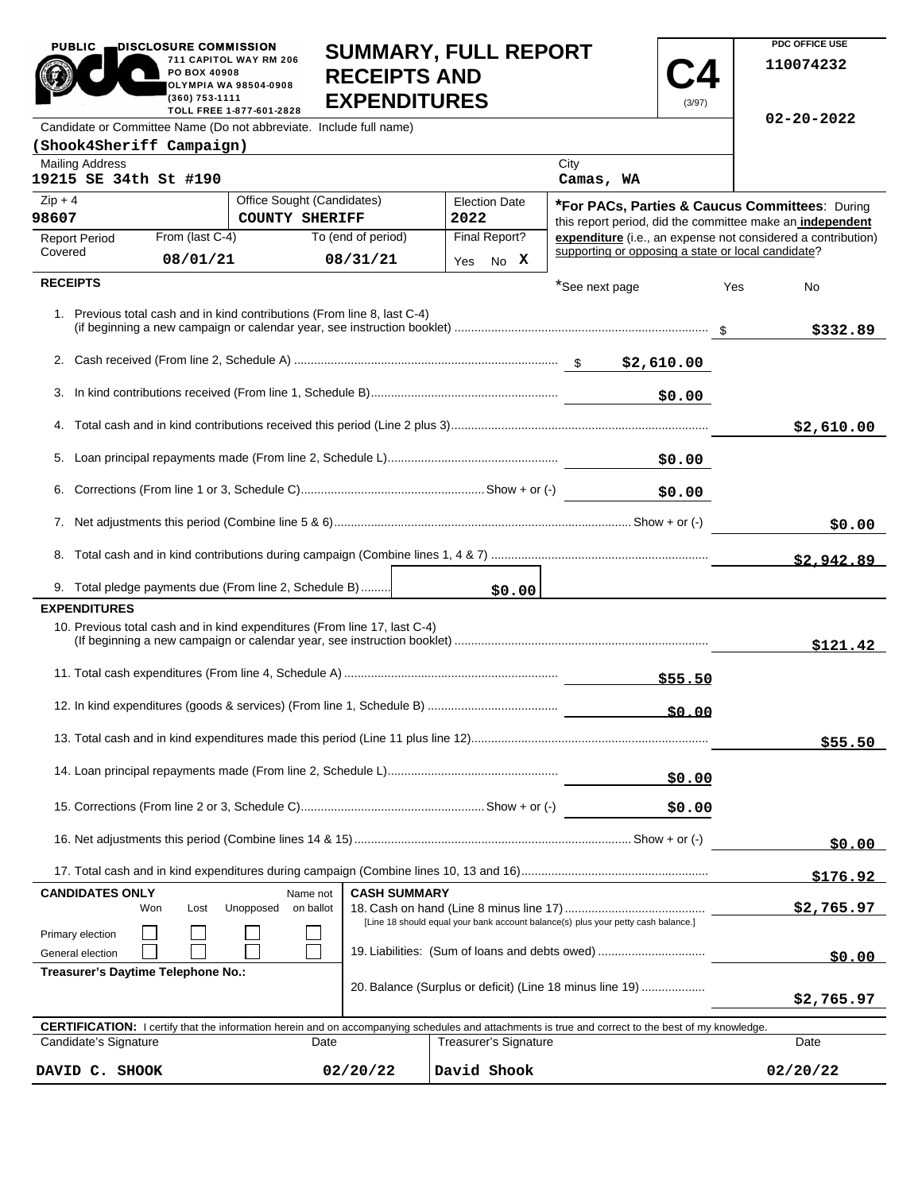PUBLIC DISCLOSURE COMMISSION
711 CAPITOL WAY RM 206
PO BOX 40908
OLYMPIA WA 98504-0908
(360) 753-1111
TOLL FREE 1-877-601-2828

# SUMMARY, FULL REPORT RECEIPTS AND EXPENDITURES

**C4** (3/97)

PDC OFFICE USE
110074232
02-20-2022

Candidate or Committee Name (Do not abbreviate. Include full name)
**(Shook4Sheriff Campaign)**

| Mailing Address | City |
|---|---|
| 19215 SE 34th St #190 | Camas, WA |

| Zip + 4 | Office Sought (Candidates) | Election Date |
|---|---|---|
| 98607 | COUNTY SHERIFF | 2022 |

| Report Period Covered | From (last C-4) | To (end of period) | Final Report? |
|---|---|---|---|
| | 08/01/21 | 08/31/21 | Yes No X |

***For PACs, Parties & Caucus Committees**: During this report period, did the committee make an **independent expenditure** (i.e., an expense not considered a contribution) supporting or opposing a state or local candidate?

*See next page Yes No

## RECEIPTS

| Line | Description | Amount | Total |
|---|---|---|---|
| 1. | Previous total cash and in kind contributions (From line 8, last C-4) (if beginning a new campaign or calendar year, see instruction booklet) | | $332.89 |
| 2. | Cash received (From line 2, Schedule A) | $2,610.00 | |
| 3. | In kind contributions received (From line 1, Schedule B) | $0.00 | |
| 4. | Total cash and in kind contributions received this period (Line 2 plus 3) | | $2,610.00 |
| 5. | Loan principal repayments made (From line 2, Schedule L) | $0.00 | |
| 6. | Corrections (From line 1 or 3, Schedule C) Show + or (-) | $0.00 | |
| 7. | Net adjustments this period (Combine line 5 & 6) Show + or (-) | | $0.00 |
| 8. | Total cash and in kind contributions during campaign (Combine lines 1, 4 & 7) | | $2,942.89 |
| 9. | Total pledge payments due (From line 2, Schedule B) | $0.00 | |

## EXPENDITURES

| Line | Description | Amount | Total |
|---|---|---|---|
| 10. | Previous total cash and in kind expenditures (From line 17, last C-4) (If beginning a new campaign or calendar year, see instruction booklet) | | $121.42 |
| 11. | Total cash expenditures (From line 4, Schedule A) | $55.50 | |
| 12. | In kind expenditures (goods & services) (From line 1, Schedule B) | $0.00 | |
| 13. | Total cash and in kind expenditures made this period (Line 11 plus line 12) | | $55.50 |
| 14. | Loan principal repayments made (From line 2, Schedule L) | $0.00 | |
| 15. | Corrections (From line 2 or 3, Schedule C) Show + or (-) | $0.00 | |
| 16. | Net adjustments this period (Combine lines 14 & 15) Show + or (-) | | $0.00 |
| 17. | Total cash and in kind expenditures during campaign (Combine lines 10, 13 and 16) | | $176.92 |

**CANDIDATES ONLY**

| | Won | Lost | Unopposed | Name not on ballot |
|---|---|---|---|---|
| Primary election | | | | |
| General election | | | | |

**Treasurer's Daytime Telephone No.:**

**CASH SUMMARY**

| Line | Description | Total |
|---|---|---|
| 18. | Cash on hand (Line 8 minus line 17) [Line 18 should equal your bank account balance(s) plus your petty cash balance.] | $2,765.97 |
| 19. | Liabilities: (Sum of loans and debts owed) | $0.00 |
| 20. | Balance (Surplus or deficit) (Line 18 minus line 19) | $2,765.97 |

**CERTIFICATION:** I certify that the information herein and on accompanying schedules and attachments is true and correct to the best of my knowledge.

| Candidate's Signature | Date | Treasurer's Signature | Date |
|---|---|---|---|
| DAVID C. SHOOK | 02/20/22 | David Shook | 02/20/22 |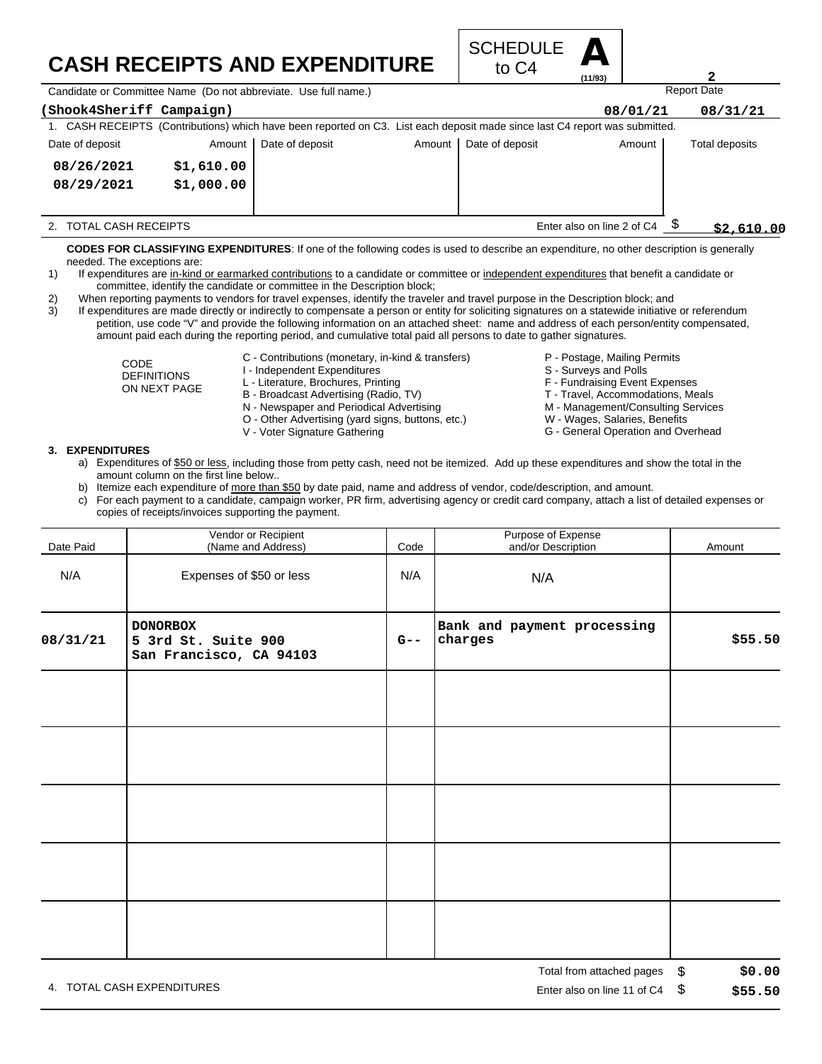# CASH RECEIPTS AND EXPENDITURE

SCHEDULE **A** to C4 (11/93)

2

Candidate or Committee Name (Do not abbreviate. Use full name.) | Report Date

**(Shook4Sheriff Campaign)** **08/01/21** **08/31/21**

1. CASH RECEIPTS (Contributions) which have been reported on C3. List each deposit made since last C4 report was submitted.

| Date of deposit | Amount | Date of deposit | Amount | Date of deposit | Amount | Total deposits |
|---|---|---|---|---|---|---|
| 08/26/2021 | $1,610.00 | | | | | |
| 08/29/2021 | $1,000.00 | | | | | |

2. TOTAL CASH RECEIPTS — Enter also on line 2 of C4 $ **$2,610.00**

**CODES FOR CLASSIFYING EXPENDITURES**: If one of the following codes is used to describe an expenditure, no other description is generally needed. The exceptions are:

1) If expenditures are in-kind or earmarked contributions to a candidate or committee or independent expenditures that benefit a candidate or committee, identify the candidate or committee in the Description block;
2) When reporting payments to vendors for travel expenses, identify the traveler and travel purpose in the Description block; and
3) If expenditures are made directly or indirectly to compensate a person or entity for soliciting signatures on a statewide initiative or referendum petition, use code "V" and provide the following information on an attached sheet: name and address of each person/entity compensated, amount paid each during the reporting period, and cumulative total paid all persons to date to gather signatures.

CODE DEFINITIONS ON NEXT PAGE

- C - Contributions (monetary, in-kind & transfers)
- I - Independent Expenditures
- L - Literature, Brochures, Printing
- B - Broadcast Advertising (Radio, TV)
- N - Newspaper and Periodical Advertising
- O - Other Advertising (yard signs, buttons, etc.)
- V - Voter Signature Gathering
- P - Postage, Mailing Permits
- S - Surveys and Polls
- F - Fundraising Event Expenses
- T - Travel, Accommodations, Meals
- M - Management/Consulting Services
- W - Wages, Salaries, Benefits
- G - General Operation and Overhead

**3. EXPENDITURES**

a) Expenditures of $50 or less, including those from petty cash, need not be itemized. Add up these expenditures and show the total in the amount column on the first line below..
b) Itemize each expenditure of more than $50 by date paid, name and address of vendor, code/description, and amount.
c) For each payment to a candidate, campaign worker, PR firm, advertising agency or credit card company, attach a list of detailed expenses or copies of receipts/invoices supporting the payment.

| Date Paid | Vendor or Recipient (Name and Address) | Code | Purpose of Expense and/or Description | Amount |
|---|---|---|---|---|
| N/A | Expenses of $50 or less | N/A | N/A | |
| 08/31/21 | DONORBOX 5 3rd St. Suite 900 San Francisco, CA 94103 | G-- | Bank and payment processing charges | $55.50 |
| | | | | |
| | | | | |
| | | | | |
| | | | | |
| | | | | |

Total from attached pages $ **$0.00**

4. TOTAL CASH EXPENDITURES — Enter also on line 11 of C4 $ **$55.50**